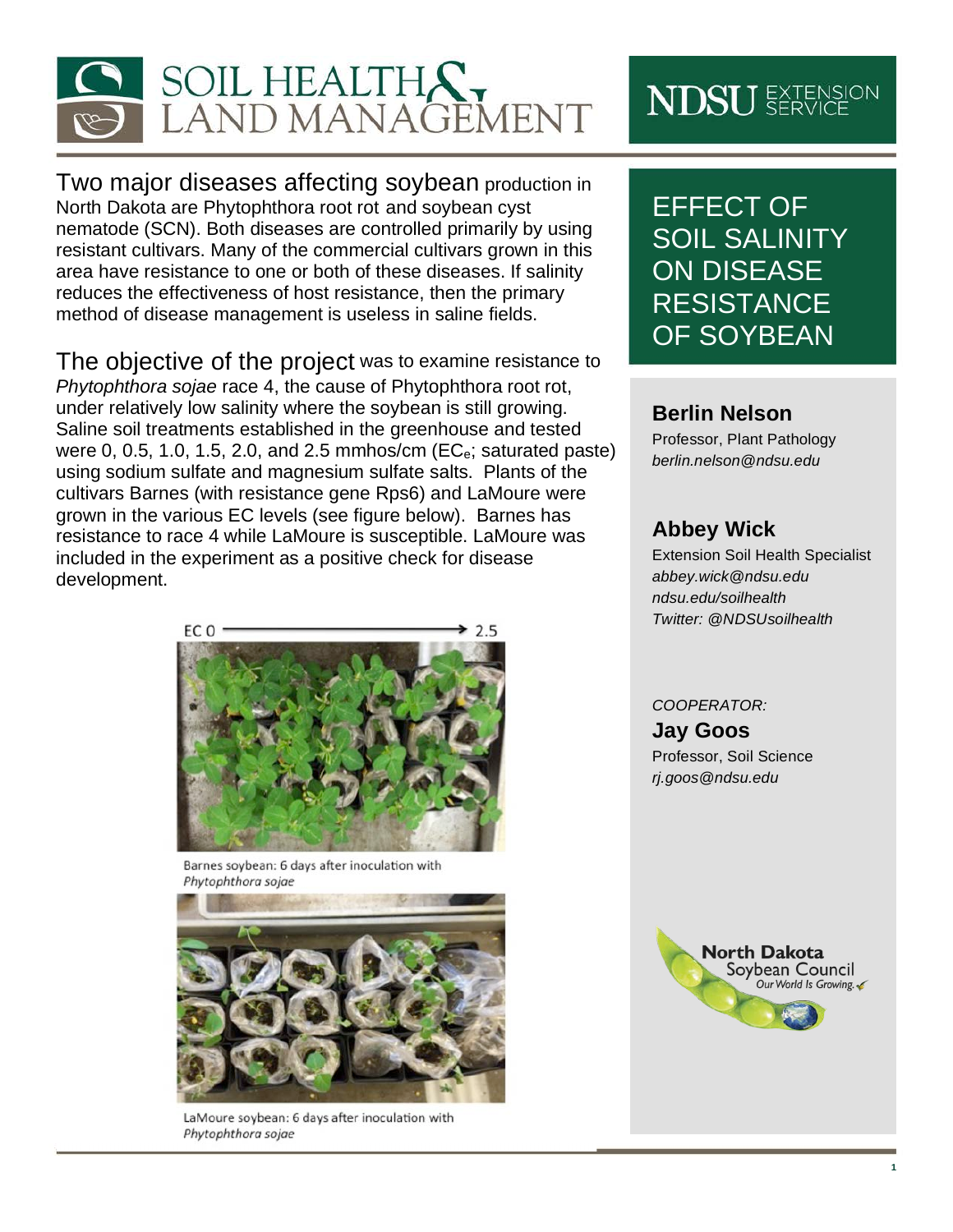# EFFECT OF SOIL SALINITY ON DISEASE RESISTANCE OF SOYBEAN

SOIL HEALTH & LAND MANAGEMENT

NDSU EXTENSION SERVICE

**Berlin Nelson**
Professor, Plant Pathology
*berlin.nelson@ndsu.edu*

**Abbey Wick**
Extension Soil Health Specialist
*abbey.wick@ndsu.edu*
*ndsu.edu/soilhealth*
*Twitter: @NDSUsoilhealth*

*COOPERATOR:*
**Jay Goos**
Professor, Soil Science
*rj.goos@ndsu.edu*

North Dakota Soybean Council
Our World Is Growing.

Two major diseases affecting soybean production in North Dakota are Phytophthora root rot and soybean cyst nematode (SCN). Both diseases are controlled primarily by using resistant cultivars. Many of the commercial cultivars grown in this area have resistance to one or both of these diseases. If salinity reduces the effectiveness of host resistance, then the primary method of disease management is useless in saline fields.

The objective of the project was to examine resistance to *Phytophthora sojae* race 4, the cause of Phytophthora root rot, under relatively low salinity where the soybean is still growing. Saline soil treatments established in the greenhouse and tested were 0, 0.5, 1.0, 1.5, 2.0, and 2.5 mmhos/cm ($EC_e$; saturated paste) using sodium sulfate and magnesium sulfate salts. Plants of the cultivars Barnes (with resistance gene Rps6) and LaMoure were grown in the various EC levels (see figure below). Barnes has resistance to race 4 while LaMoure is susceptible. LaMoure was included in the experiment as a positive check for disease development.

EC 0 → 2.5

Barnes soybean: 6 days after inoculation with *Phytophthora sojae*

LaMoure soybean: 6 days after inoculation with *Phytophthora sojae*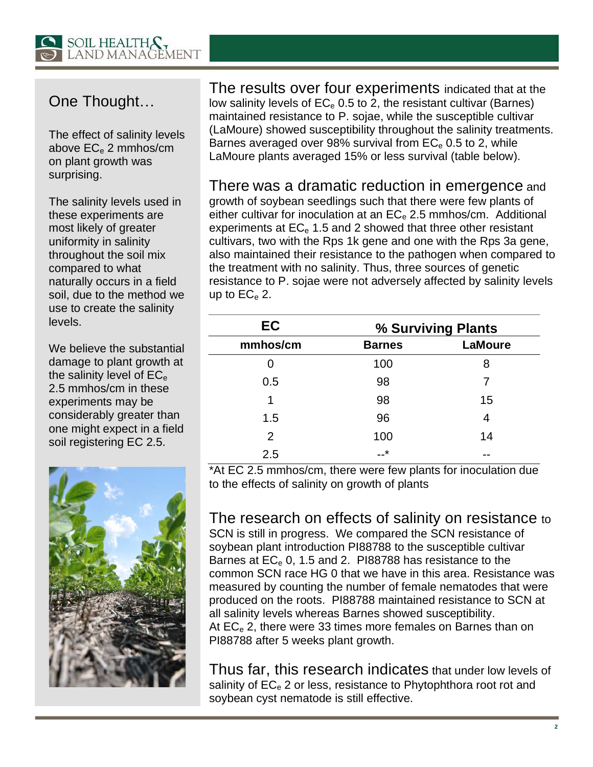## One Thought…

The effect of salinity levels above $EC_e$ 2 mmhos/cm on plant growth was surprising.

The salinity levels used in these experiments are most likely of greater uniformity in salinity throughout the soil mix compared to what naturally occurs in a field soil, due to the method we use to create the salinity levels.

We believe the substantial damage to plant growth at the salinity level of $EC_e$ 2.5 mmhos/cm in these experiments may be considerably greater than one might expect in a field soil registering EC 2.5.

The results over four experiments indicated that at the low salinity levels of $EC_e$ 0.5 to 2, the resistant cultivar (Barnes) maintained resistance to P. sojae, while the susceptible cultivar (LaMoure) showed susceptibility throughout the salinity treatments. Barnes averaged over 98% survival from $EC_e$ 0.5 to 2, while LaMoure plants averaged 15% or less survival (table below).

There was a dramatic reduction in emergence and growth of soybean seedlings such that there were few plants of either cultivar for inoculation at an $EC_e$ 2.5 mmhos/cm. Additional experiments at $EC_e$ 1.5 and 2 showed that three other resistant cultivars, two with the Rps 1k gene and one with the Rps 3a gene, also maintained their resistance to the pathogen when compared to the treatment with no salinity. Thus, three sources of genetic resistance to P. sojae were not adversely affected by salinity levels up to $EC_e$ 2.

| EC | % Surviving Plants | |
|---|---|---|
| mmhos/cm | Barnes | LaMoure |
| 0 | 100 | 8 |
| 0.5 | 98 | 7 |
| 1 | 98 | 15 |
| 1.5 | 96 | 4 |
| 2 | 100 | 14 |
| 2.5 | --* | -- |

*At EC 2.5 mmhos/cm, there were few plants for inoculation due to the effects of salinity on growth of plants

The research on effects of salinity on resistance to SCN is still in progress. We compared the SCN resistance of soybean plant introduction PI88788 to the susceptible cultivar Barnes at $EC_e$ 0, 1.5 and 2. PI88788 has resistance to the common SCN race HG 0 that we have in this area. Resistance was measured by counting the number of female nematodes that were produced on the roots. PI88788 maintained resistance to SCN at all salinity levels whereas Barnes showed susceptibility. At $EC_e$ 2, there were 33 times more females on Barnes than on PI88788 after 5 weeks plant growth.

Thus far, this research indicates that under low levels of salinity of $EC_e$ 2 or less, resistance to Phytophthora root rot and soybean cyst nematode is still effective.